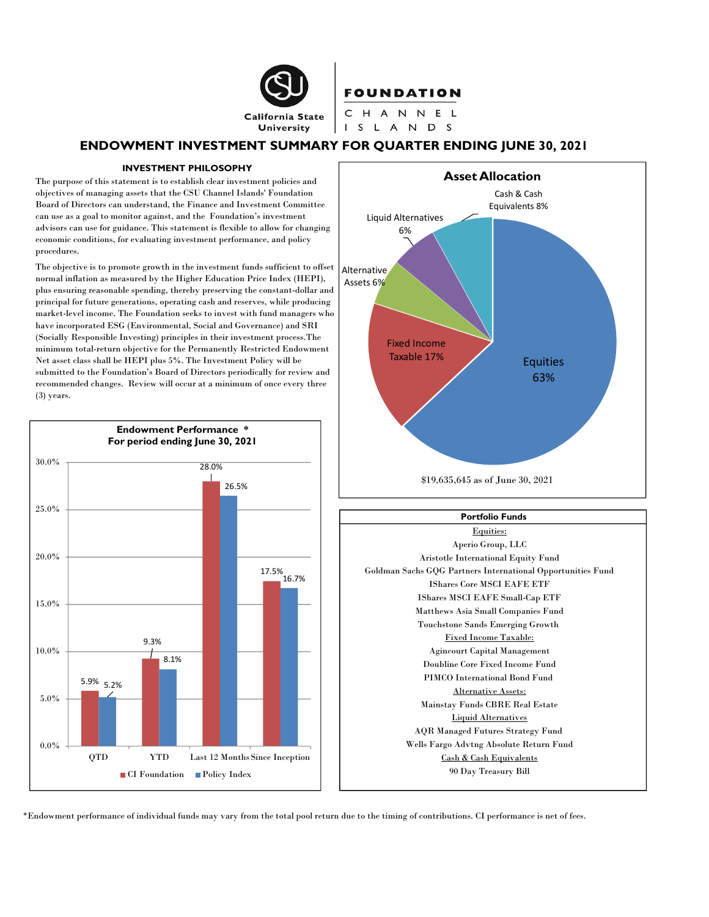California State University

FOUNDATION
CHANNEL ISLANDS

# ENDOWMENT INVESTMENT SUMMARY FOR QUARTER ENDING JUNE 30, 2021

### INVESTMENT PHILOSOPHY

The purpose of this statement is to establish clear investment policies and objectives of managing assets that the CSU Channel Islands' Foundation Board of Directors can understand, the Finance and Investment Committee can use as a goal to monitor against, and the Foundation's investment advisors can use for guidance. This statement is flexible to allow for changing economic conditions, for evaluating investment performance, and policy procedures.

The objective is to promote growth in the investment funds sufficient to offset normal inflation as measured by the Higher Education Price Index (HEPI), plus ensuring reasonable spending, thereby preserving the constant-dollar and principal for future generations, operating cash and reserves, while producing market-level income. The Foundation seeks to invest with fund managers who have incorporated ESG (Environmental, Social and Governance) and SRI (Socially Responsible Investing) principles in their investment process.The minimum total-return objective for the Permanently Restricted Endowment Net asset class shall be HEPI plus 5%. The Investment Policy will be submitted to the Foundation's Board of Directors periodically for review and recommended changes. Review will occur at a minimum of once every three (3) years.

**Endowment Performance \***
**For period ending June 30, 2021**

30.0%
25.0%
20.0%
15.0%
10.0%
5.0%
0.0%

QTD: 5.9% 5.2%
YTD: 9.3% 8.1%
Last 12 Months: 28.0% 26.5%
Since Inception: 17.5% 16.7%

CI Foundation
Policy Index

**Asset Allocation**

Equities 63%
Fixed Income Taxable 17%
Alternative Assets 6%
Liquid Alternatives 6%
Cash & Cash Equivalents 8%

$19,635,645 as of June 30, 2021

**Portfolio Funds**

Equities:
Aperio Group, LLC
Aristotle International Equity Fund
Goldman Sachs GQG Partners International Opportunities Fund
IShares Core MSCI EAFE ETF
IShares MSCI EAFE Small-Cap ETF
Matthews Asia Small Companies Fund
Touchstone Sands Emerging Growth

Fixed Income Taxable:
Agincourt Capital Management
Doubline Core Fixed Income Fund
PIMCO International Bond Fund

Alternative Assets:
Mainstay Funds CBRE Real Estate

Liquid Alternatives
AQR Managed Futures Strategy Fund
Wells Fargo Advtng Absolute Return Fund

Cash & Cash Equivalents
90 Day Treasury Bill

*Endowment performance of individual funds may vary from the total pool return due to the timing of contributions. CI performance is net of fees.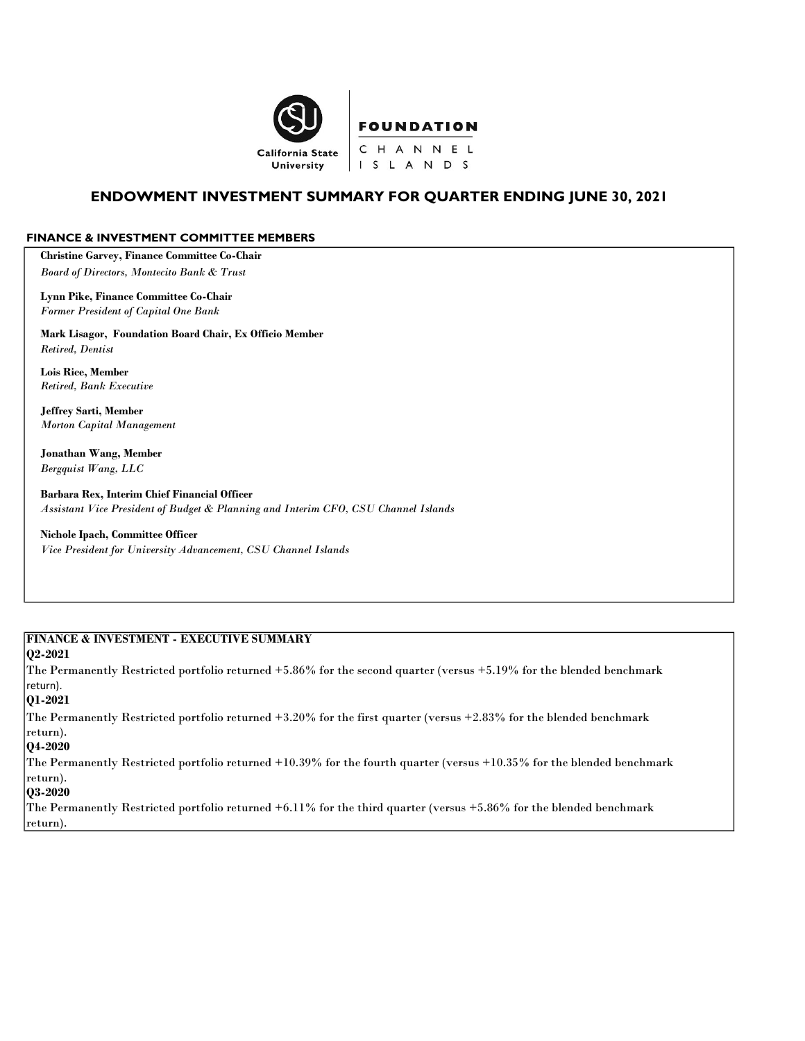California State University

**FOUNDATION**

CHANNEL ISLANDS

# ENDOWMENT INVESTMENT SUMMARY FOR QUARTER ENDING JUNE 30, 2021

## FINANCE & INVESTMENT COMMITTEE MEMBERS

**Christine Garvey, Finance Committee Co-Chair**
*Board of Directors, Montecito Bank & Trust*

**Lynn Pike, Finance Committee Co-Chair**
*Former President of Capital One Bank*

**Mark Lisagor, Foundation Board Chair, Ex Officio Member**
*Retired, Dentist*

**Lois Rice, Member**
*Retired, Bank Executive*

**Jeffrey Sarti, Member**
*Morton Capital Management*

**Jonathan Wang, Member**
*Bergquist Wang, LLC*

**Barbara Rex, Interim Chief Financial Officer**
*Assistant Vice President of Budget & Planning and Interim CFO, CSU Channel Islands*

**Nichole Ipach, Committee Officer**
*Vice President for University Advancement, CSU Channel Islands*

## FINANCE & INVESTMENT - EXECUTIVE SUMMARY

**Q2-2021**

The Permanently Restricted portfolio returned +5.86% for the second quarter (versus +5.19% for the blended benchmark return).

**Q1-2021**

The Permanently Restricted portfolio returned +3.20% for the first quarter (versus +2.83% for the blended benchmark return).

**Q4-2020**

The Permanently Restricted portfolio returned +10.39% for the fourth quarter (versus +10.35% for the blended benchmark return).

**Q3-2020**

The Permanently Restricted portfolio returned +6.11% for the third quarter (versus +5.86% for the blended benchmark return).